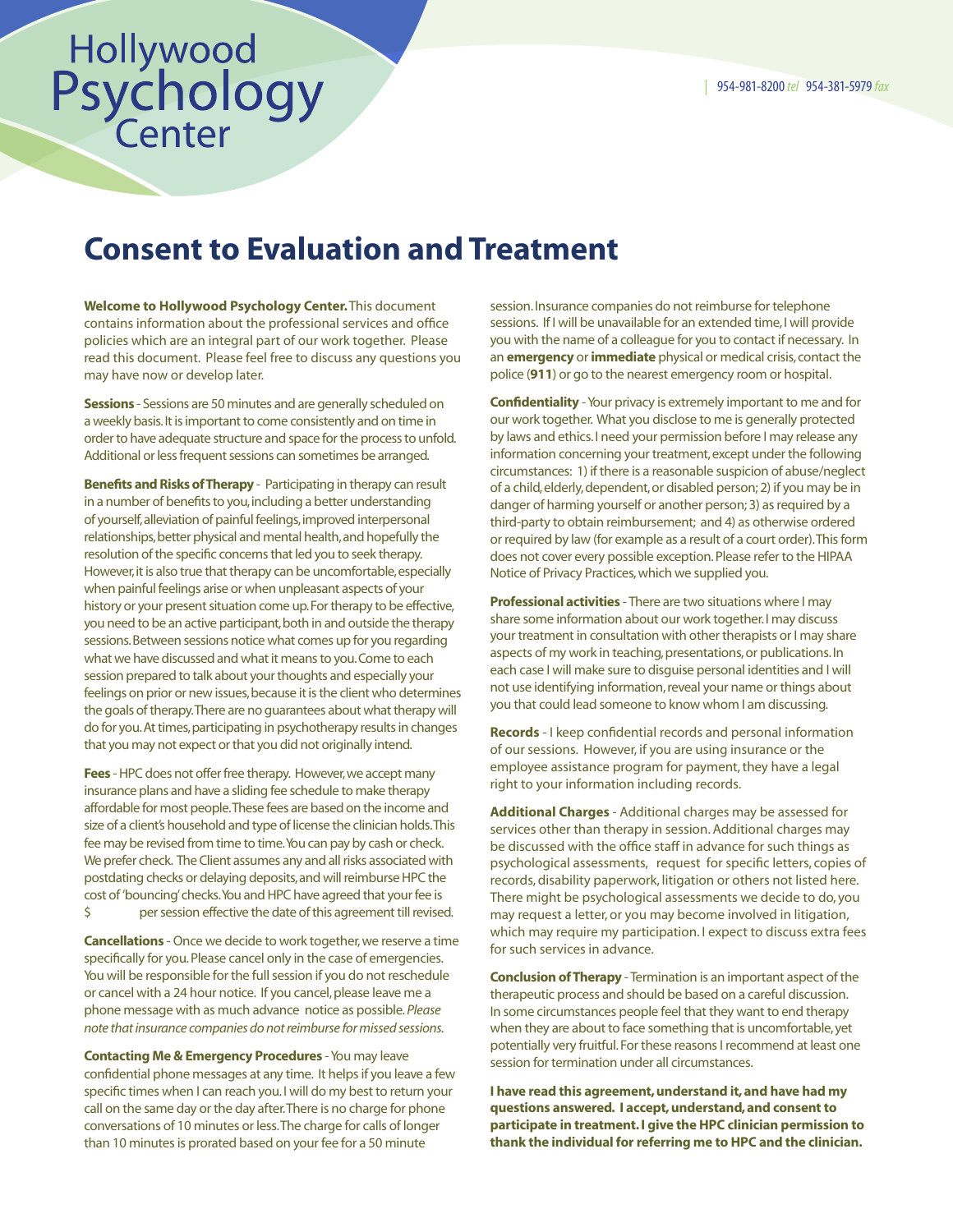# Hollywood Psychology Center

954-981-8200 *tel* 954-381-5979 *fax*

## Consent to Evaluation and Treatment

**Welcome to Hollywood Psychology Center.** This document contains information about the professional services and office policies which are an integral part of our work together. Please read this document. Please feel free to discuss any questions you may have now or develop later.

**Sessions** - Sessions are 50 minutes and are generally scheduled on a weekly basis. It is important to come consistently and on time in order to have adequate structure and space for the process to unfold. Additional or less frequent sessions can sometimes be arranged.

**Benefits and Risks of Therapy** - Participating in therapy can result in a number of benefits to you, including a better understanding of yourself, alleviation of painful feelings, improved interpersonal relationships, better physical and mental health, and hopefully the resolution of the specific concerns that led you to seek therapy. However, it is also true that therapy can be uncomfortable, especially when painful feelings arise or when unpleasant aspects of your history or your present situation come up. For therapy to be effective, you need to be an active participant, both in and outside the therapy sessions. Between sessions notice what comes up for you regarding what we have discussed and what it means to you. Come to each session prepared to talk about your thoughts and especially your feelings on prior or new issues, because it is the client who determines the goals of therapy. There are no guarantees about what therapy will do for you. At times, participating in psychotherapy results in changes that you may not expect or that you did not originally intend.

**Fees** - HPC does not offer free therapy. However, we accept many insurance plans and have a sliding fee schedule to make therapy affordable for most people. These fees are based on the income and size of a client's household and type of license the clinician holds. This fee may be revised from time to time. You can pay by cash or check. We prefer check. The Client assumes any and all risks associated with postdating checks or delaying deposits, and will reimburse HPC the cost of 'bouncing' checks. You and HPC have agreed that your fee is $ ______ per session effective the date of this agreement till revised.

**Cancellations** - Once we decide to work together, we reserve a time specifically for you. Please cancel only in the case of emergencies. You will be responsible for the full session if you do not reschedule or cancel with a 24 hour notice. If you cancel, please leave me a phone message with as much advance notice as possible. *Please note that insurance companies do not reimburse for missed sessions.*

**Contacting Me & Emergency Procedures** - You may leave confidential phone messages at any time. It helps if you leave a few specific times when I can reach you. I will do my best to return your call on the same day or the day after. There is no charge for phone conversations of 10 minutes or less. The charge for calls of longer than 10 minutes is prorated based on your fee for a 50 minute session. Insurance companies do not reimburse for telephone sessions. If I will be unavailable for an extended time, I will provide you with the name of a colleague for you to contact if necessary. In an **emergency** or **immediate** physical or medical crisis, contact the police (**911**) or go to the nearest emergency room or hospital.

**Confidentiality** - Your privacy is extremely important to me and for our work together. What you disclose to me is generally protected by laws and ethics. I need your permission before I may release any information concerning your treatment, except under the following circumstances: 1) if there is a reasonable suspicion of abuse/neglect of a child, elderly, dependent, or disabled person; 2) if you may be in danger of harming yourself or another person; 3) as required by a third-party to obtain reimbursement; and 4) as otherwise ordered or required by law (for example as a result of a court order). This form does not cover every possible exception. Please refer to the HIPAA Notice of Privacy Practices, which we supplied you.

**Professional activities** - There are two situations where I may share some information about our work together. I may discuss your treatment in consultation with other therapists or I may share aspects of my work in teaching, presentations, or publications. In each case I will make sure to disguise personal identities and I will not use identifying information, reveal your name or things about you that could lead someone to know whom I am discussing.

**Records** - I keep confidential records and personal information of our sessions. However, if you are using insurance or the employee assistance program for payment, they have a legal right to your information including records.

**Additional Charges** - Additional charges may be assessed for services other than therapy in session. Additional charges may be discussed with the office staff in advance for such things as psychological assessments, request for specific letters, copies of records, disability paperwork, litigation or others not listed here. There might be psychological assessments we decide to do, you may request a letter, or you may become involved in litigation, which may require my participation. I expect to discuss extra fees for such services in advance.

**Conclusion of Therapy** - Termination is an important aspect of the therapeutic process and should be based on a careful discussion. In some circumstances people feel that they want to end therapy when they are about to face something that is uncomfortable, yet potentially very fruitful. For these reasons I recommend at least one session for termination under all circumstances.

**I have read this agreement, understand it, and have had my questions answered. I accept, understand, and consent to participate in treatment. I give the HPC clinician permission to thank the individual for referring me to HPC and the clinician.**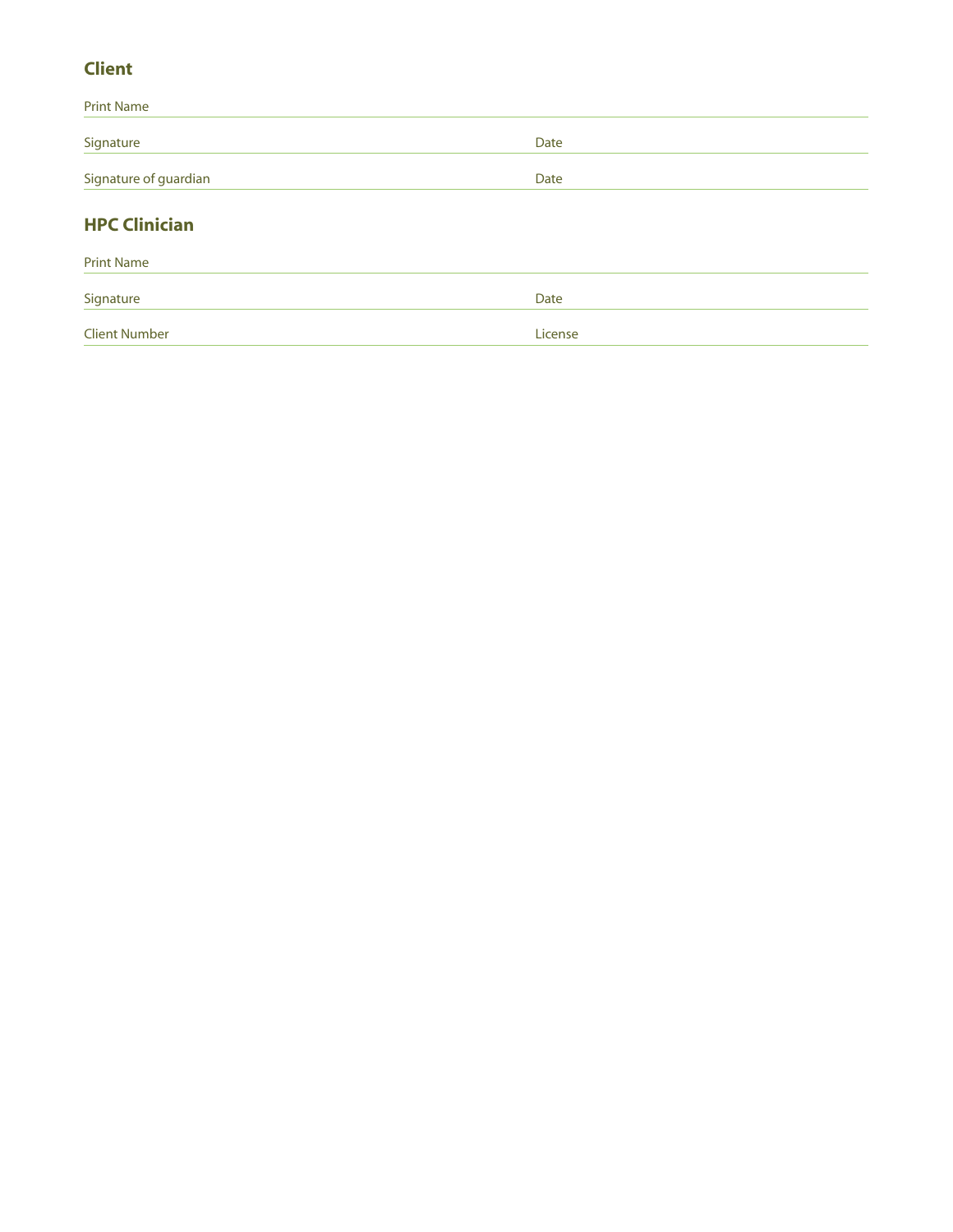## Client

Print Name

Signature	Date

Signature of guardian	Date

## HPC Clinician

Print Name

Signature	Date

Client Number	License